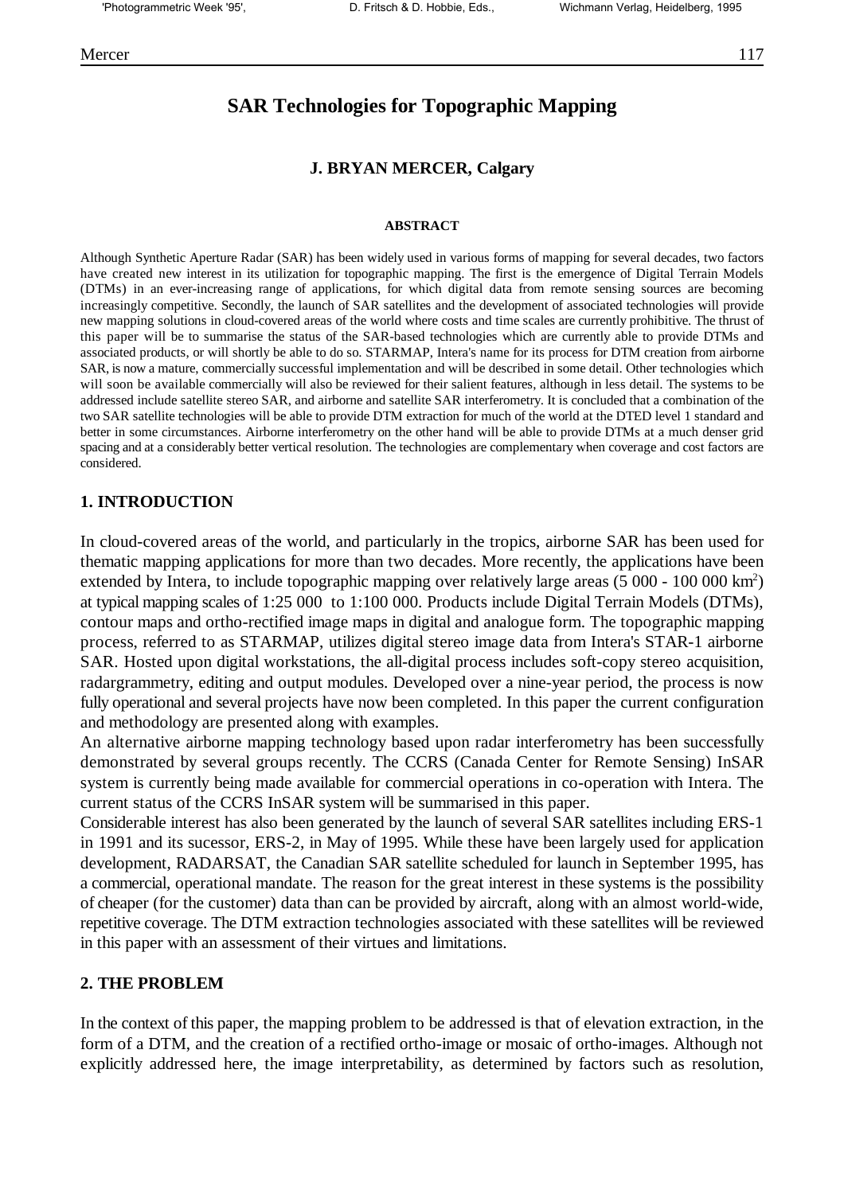# SAR Technologies for Topographic Mapping

### J. BRYAN MERCER, Calgary

#### ABSTRACT

Although Synthetic Aperture Radar (SAR) has been widely used in various forms of mapping for several decades, two factors have created new interest in its utilization for topographic mapping. The first is the emergence of Digital Terrain Models (DTMs) in an ever-increasing range of applications, for which digital data from remote sensing sources are becoming increasingly competitive. Secondly, the launch of SAR satellites and the development of associated technologies will provide new mapping solutions in cloud-covered areas of the world where costs and time scales are currently prohibitive. The thrust of this paper will be to summarise the status of the SAR-based technologies which are currently able to provide DTMs and associated products, or will shortly be able to do so. STARMAP, Intera's name for its process for DTM creation from airborne SAR, is now a mature, commercially successful implementation and will be described in some detail. Other technologies which will soon be available commercially will also be reviewed for their salient features, although in less detail. The systems to be addressed include satellite stereo SAR, and airborne and satellite SAR interferometry. It is concluded that a combination of the two SAR satellite technologies will be able to provide DTM extraction for much of the world at the DTED level 1 standard and better in some circumstances. Airborne interferometry on the other hand will be able to provide DTMs at a much denser grid spacing and at a considerably better vertical resolution. The technologies are complementary when coverage and cost factors are considered.

## 1. INTRODUCTION

In cloud-covered areas of the world, and particularly in the tropics, airborne SAR has been used for thematic mapping applications for more than two decades. More recently, the applications have been extended by Intera, to include topographic mapping over relatively large areas (5 000 - 100 000 km$^2$) at typical mapping scales of 1:25 000 to 1:100 000. Products include Digital Terrain Models (DTMs), contour maps and ortho-rectified image maps in digital and analogue form. The topographic mapping process, referred to as STARMAP, utilizes digital stereo image data from Intera's STAR-1 airborne SAR. Hosted upon digital workstations, the all-digital process includes soft-copy stereo acquisition, radargrammetry, editing and output modules. Developed over a nine-year period, the process is now fully operational and several projects have now been completed. In this paper the current configuration and methodology are presented along with examples.

An alternative airborne mapping technology based upon radar interferometry has been successfully demonstrated by several groups recently. The CCRS (Canada Center for Remote Sensing) InSAR system is currently being made available for commercial operations in co-operation with Intera. The current status of the CCRS InSAR system will be summarised in this paper.

Considerable interest has also been generated by the launch of several SAR satellites including ERS-1 in 1991 and its sucessor, ERS-2, in May of 1995. While these have been largely used for application development, RADARSAT, the Canadian SAR satellite scheduled for launch in September 1995, has a commercial, operational mandate. The reason for the great interest in these systems is the possibility of cheaper (for the customer) data than can be provided by aircraft, along with an almost world-wide, repetitive coverage. The DTM extraction technologies associated with these satellites will be reviewed in this paper with an assessment of their virtues and limitations.

## 2. THE PROBLEM

In the context of this paper, the mapping problem to be addressed is that of elevation extraction, in the form of a DTM, and the creation of a rectified ortho-image or mosaic of ortho-images. Although not explicitly addressed here, the image interpretability, as determined by factors such as resolution,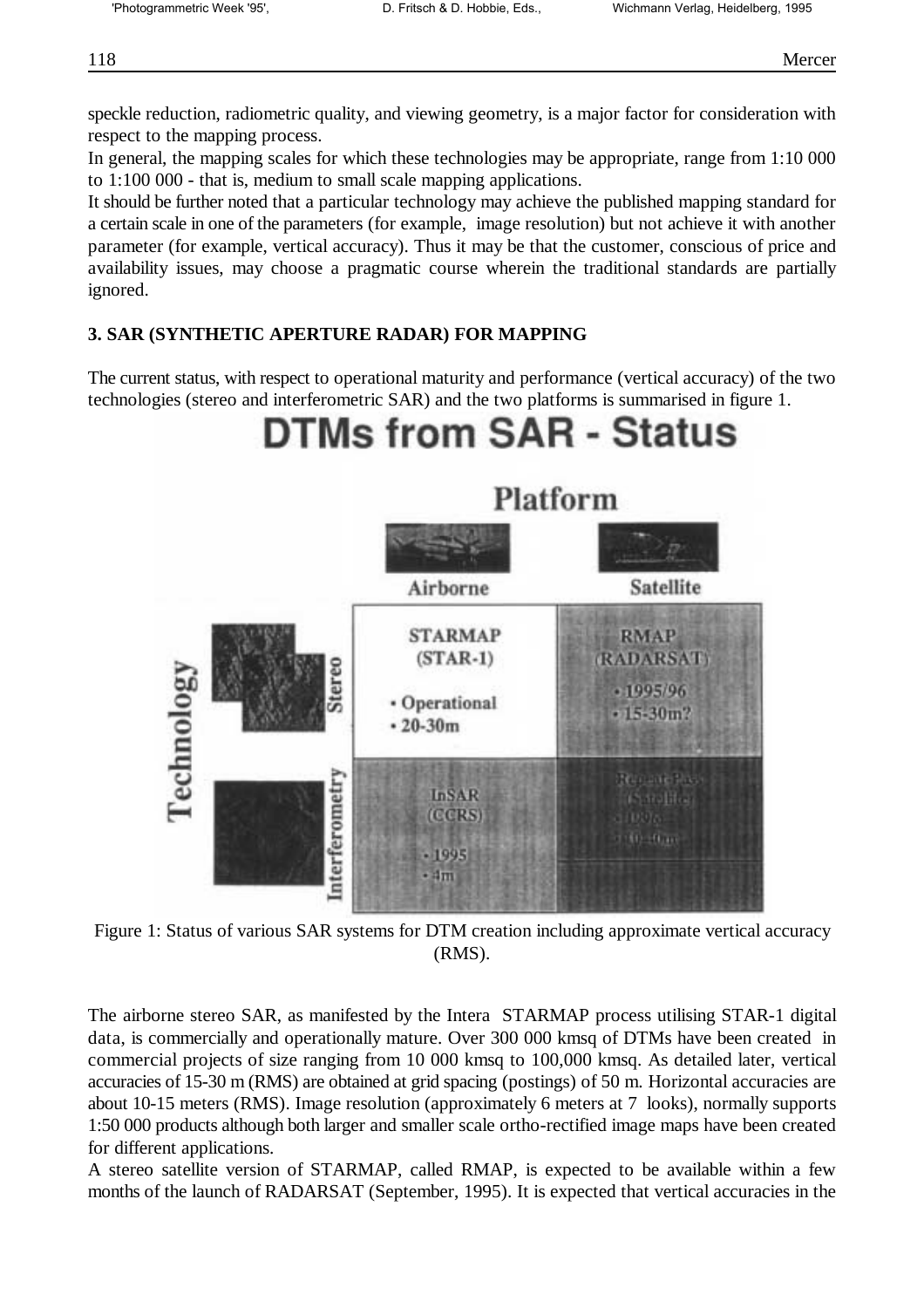speckle reduction, radiometric quality, and viewing geometry, is a major factor for consideration with respect to the mapping process.

In general, the mapping scales for which these technologies may be appropriate, range from 1:10 000 to 1:100 000 - that is, medium to small scale mapping applications.

It should be further noted that a particular technology may achieve the published mapping standard for a certain scale in one of the parameters (for example, image resolution) but not achieve it with another parameter (for example, vertical accuracy). Thus it may be that the customer, conscious of price and availability issues, may choose a pragmatic course wherein the traditional standards are partially ignored.

## 3. SAR (SYNTHETIC APERTURE RADAR) FOR MAPPING

The current status, with respect to operational maturity and performance (vertical accuracy) of the two technologies (stereo and interferometric SAR) and the two platforms is summarised in figure 1.

**DTMs from SAR - Status**

| Technology | Platform: Airborne | Platform: Satellite |
|---|---|---|
| Stereo | STARMAP (STAR-1) • Operational • 20-30m | RMAP (RADARSAT) • 1995/96 • 15-30m? |
| Interferometry | InSAR (CCRS) • 1995 • 4m | Repeat-Pass (Satellite) • 1996 • 10-40m |

Figure 1: Status of various SAR systems for DTM creation including approximate vertical accuracy (RMS).

The airborne stereo SAR, as manifested by the Intera STARMAP process utilising STAR-1 digital data, is commercially and operationally mature. Over 300 000 kmsq of DTMs have been created in commercial projects of size ranging from 10 000 kmsq to 100,000 kmsq. As detailed later, vertical accuracies of 15-30 m (RMS) are obtained at grid spacing (postings) of 50 m. Horizontal accuracies are about 10-15 meters (RMS). Image resolution (approximately 6 meters at 7 looks), normally supports 1:50 000 products although both larger and smaller scale ortho-rectified image maps have been created for different applications.

A stereo satellite version of STARMAP, called RMAP, is expected to be available within a few months of the launch of RADARSAT (September, 1995). It is expected that vertical accuracies in the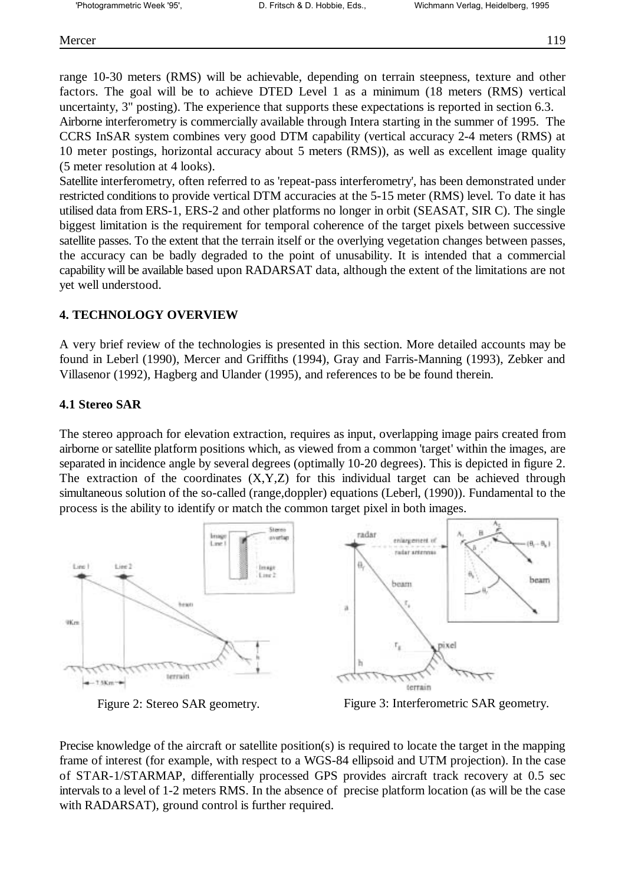range 10-30 meters (RMS) will be achievable, depending on terrain steepness, texture and other factors. The goal will be to achieve DTED Level 1 as a minimum (18 meters (RMS) vertical uncertainty, 3" posting). The experience that supports these expectations is reported in section 6.3.

Airborne interferometry is commercially available through Intera starting in the summer of 1995. The CCRS InSAR system combines very good DTM capability (vertical accuracy 2-4 meters (RMS) at 10 meter postings, horizontal accuracy about 5 meters (RMS)), as well as excellent image quality (5 meter resolution at 4 looks).

Satellite interferometry, often referred to as 'repeat-pass interferometry', has been demonstrated under restricted conditions to provide vertical DTM accuracies at the 5-15 meter (RMS) level. To date it has utilised data from ERS-1, ERS-2 and other platforms no longer in orbit (SEASAT, SIR C). The single biggest limitation is the requirement for temporal coherence of the target pixels between successive satellite passes. To the extent that the terrain itself or the overlying vegetation changes between passes, the accuracy can be badly degraded to the point of unusability. It is intended that a commercial capability will be available based upon RADARSAT data, although the extent of the limitations are not yet well understood.

## 4. TECHNOLOGY OVERVIEW

A very brief review of the technologies is presented in this section. More detailed accounts may be found in Leberl (1990), Mercer and Griffiths (1994), Gray and Farris-Manning (1993), Zebker and Villasenor (1992), Hagberg and Ulander (1995), and references to be be found therein.

### 4.1 Stereo SAR

The stereo approach for elevation extraction, requires as input, overlapping image pairs created from airborne or satellite platform positions which, as viewed from a common 'target' within the images, are separated in incidence angle by several degrees (optimally 10-20 degrees). This is depicted in figure 2. The extraction of the coordinates (X,Y,Z) for this individual target can be achieved through simultaneous solution of the so-called (range,doppler) equations (Leberl, (1990)). Fundamental to the process is the ability to identify or match the common target pixel in both images.

Figure 2: Stereo SAR geometry.

Figure 3: Interferometric SAR geometry.

Precise knowledge of the aircraft or satellite position(s) is required to locate the target in the mapping frame of interest (for example, with respect to a WGS-84 ellipsoid and UTM projection). In the case of STAR-1/STARMAP, differentially processed GPS provides aircraft track recovery at 0.5 sec intervals to a level of 1-2 meters RMS. In the absence of precise platform location (as will be the case with RADARSAT), ground control is further required.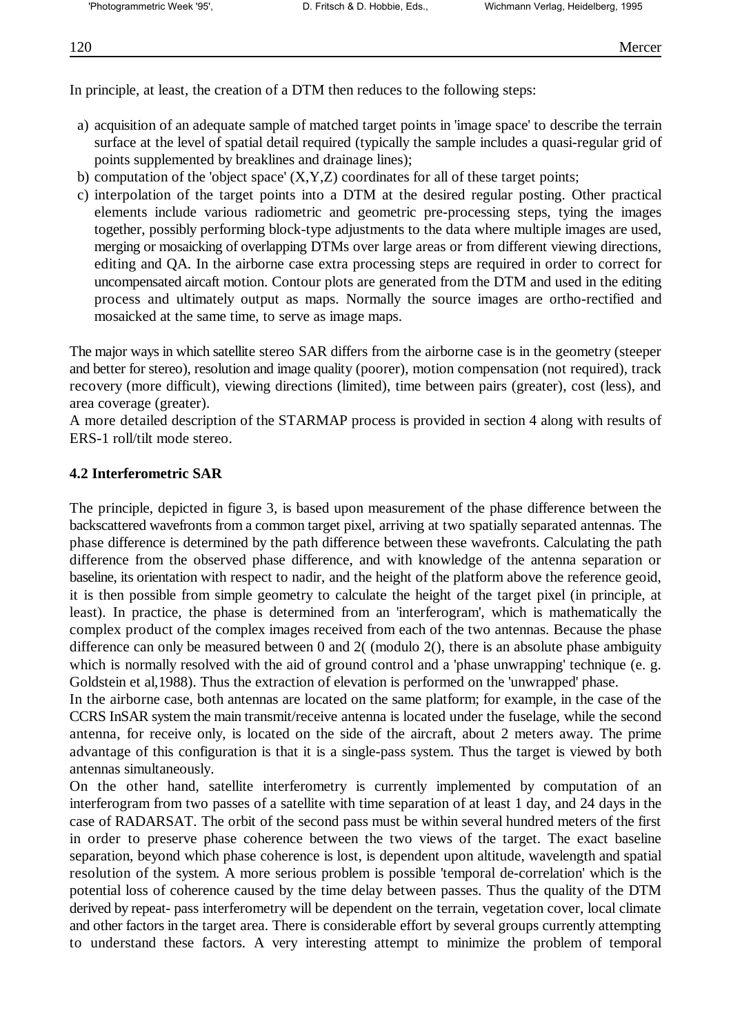In principle, at least, the creation of a DTM then reduces to the following steps:

a) acquisition of an adequate sample of matched target points in 'image space' to describe the terrain surface at the level of spatial detail required (typically the sample includes a quasi-regular grid of points supplemented by breaklines and drainage lines);
b) computation of the 'object space' (X,Y,Z) coordinates for all of these target points;
c) interpolation of the target points into a DTM at the desired regular posting. Other practical elements include various radiometric and geometric pre-processing steps, tying the images together, possibly performing block-type adjustments to the data where multiple images are used, merging or mosaicking of overlapping DTMs over large areas or from different viewing directions, editing and QA. In the airborne case extra processing steps are required in order to correct for uncompensated aircaft motion. Contour plots are generated from the DTM and used in the editing process and ultimately output as maps. Normally the source images are ortho-rectified and mosaicked at the same time, to serve as image maps.

The major ways in which satellite stereo SAR differs from the airborne case is in the geometry (steeper and better for stereo), resolution and image quality (poorer), motion compensation (not required), track recovery (more difficult), viewing directions (limited), time between pairs (greater), cost (less), and area coverage (greater).
A more detailed description of the STARMAP process is provided in section 4 along with results of ERS-1 roll/tilt mode stereo.

### 4.2 Interferometric SAR

The principle, depicted in figure 3, is based upon measurement of the phase difference between the backscattered wavefronts from a common target pixel, arriving at two spatially separated antennas. The phase difference is determined by the path difference between these wavefronts. Calculating the path difference from the observed phase difference, and with knowledge of the antenna separation or baseline, its orientation with respect to nadir, and the height of the platform above the reference geoid, it is then possible from simple geometry to calculate the height of the target pixel (in principle, at least). In practice, the phase is determined from an 'interferogram', which is mathematically the complex product of the complex images received from each of the two antennas. Because the phase difference can only be measured between 0 and 2( (modulo 2(), there is an absolute phase ambiguity which is normally resolved with the aid of ground control and a 'phase unwrapping' technique (e. g. Goldstein et al,1988). Thus the extraction of elevation is performed on the 'unwrapped' phase.
In the airborne case, both antennas are located on the same platform; for example, in the case of the CCRS InSAR system the main transmit/receive antenna is located under the fuselage, while the second antenna, for receive only, is located on the side of the aircraft, about 2 meters away. The prime advantage of this configuration is that it is a single-pass system. Thus the target is viewed by both antennas simultaneously.
On the other hand, satellite interferometry is currently implemented by computation of an interferogram from two passes of a satellite with time separation of at least 1 day, and 24 days in the case of RADARSAT. The orbit of the second pass must be within several hundred meters of the first in order to preserve phase coherence between the two views of the target. The exact baseline separation, beyond which phase coherence is lost, is dependent upon altitude, wavelength and spatial resolution of the system. A more serious problem is possible 'temporal de-correlation' which is the potential loss of coherence caused by the time delay between passes. Thus the quality of the DTM derived by repeat- pass interferometry will be dependent on the terrain, vegetation cover, local climate and other factors in the target area. There is considerable effort by several groups currently attempting to understand these factors. A very interesting attempt to minimize the problem of temporal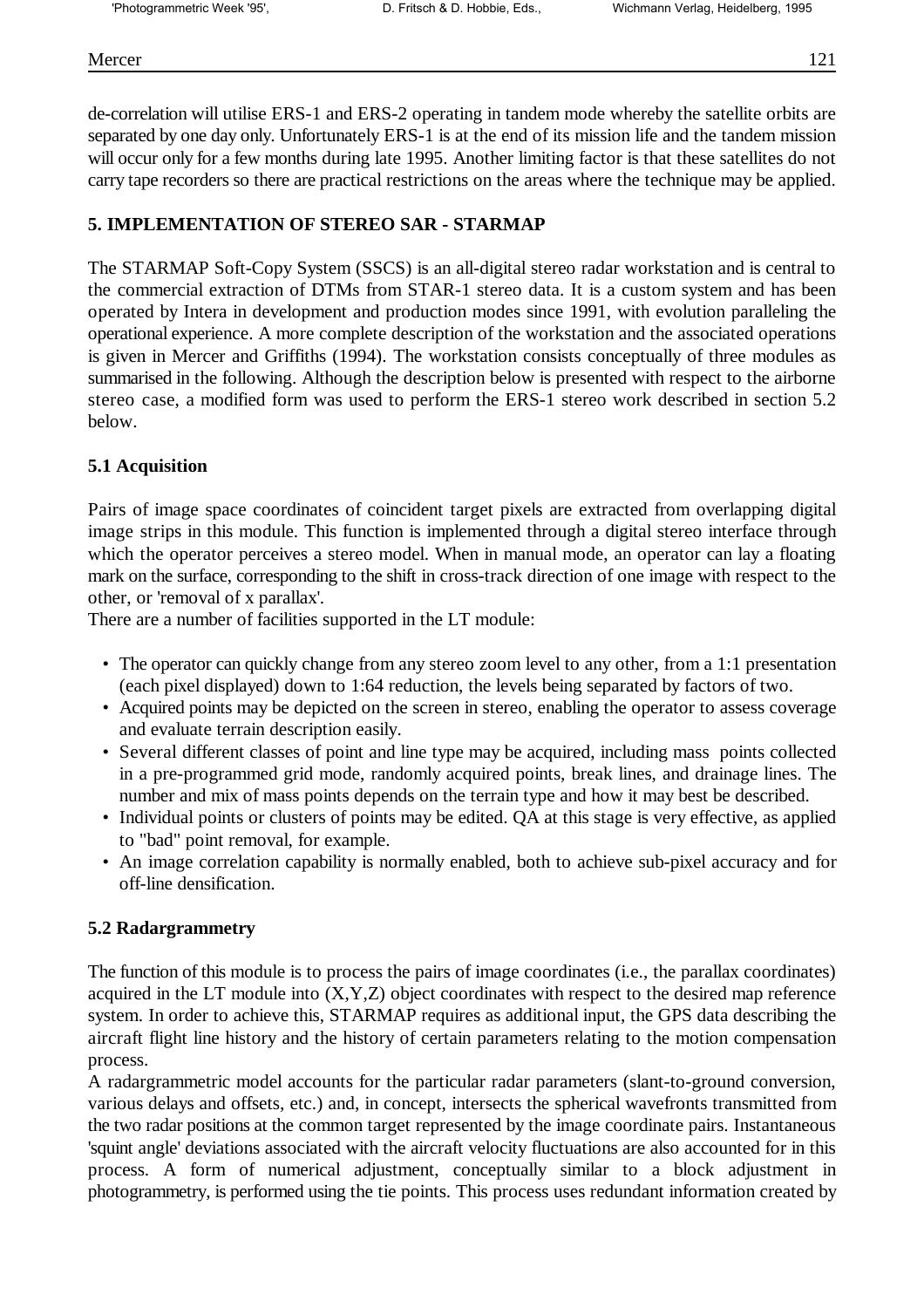de-correlation will utilise ERS-1 and ERS-2 operating in tandem mode whereby the satellite orbits are separated by one day only. Unfortunately ERS-1 is at the end of its mission life and the tandem mission will occur only for a few months during late 1995. Another limiting factor is that these satellites do not carry tape recorders so there are practical restrictions on the areas where the technique may be applied.

## 5. IMPLEMENTATION OF STEREO SAR - STARMAP

The STARMAP Soft-Copy System (SSCS) is an all-digital stereo radar workstation and is central to the commercial extraction of DTMs from STAR-1 stereo data. It is a custom system and has been operated by Intera in development and production modes since 1991, with evolution paralleling the operational experience. A more complete description of the workstation and the associated operations is given in Mercer and Griffiths (1994). The workstation consists conceptually of three modules as summarised in the following. Although the description below is presented with respect to the airborne stereo case, a modified form was used to perform the ERS-1 stereo work described in section 5.2 below.

### 5.1 Acquisition

Pairs of image space coordinates of coincident target pixels are extracted from overlapping digital image strips in this module. This function is implemented through a digital stereo interface through which the operator perceives a stereo model. When in manual mode, an operator can lay a floating mark on the surface, corresponding to the shift in cross-track direction of one image with respect to the other, or 'removal of x parallax'.
There are a number of facilities supported in the LT module:

- The operator can quickly change from any stereo zoom level to any other, from a 1:1 presentation (each pixel displayed) down to 1:64 reduction, the levels being separated by factors of two.
- Acquired points may be depicted on the screen in stereo, enabling the operator to assess coverage and evaluate terrain description easily.
- Several different classes of point and line type may be acquired, including mass points collected in a pre-programmed grid mode, randomly acquired points, break lines, and drainage lines. The number and mix of mass points depends on the terrain type and how it may best be described.
- Individual points or clusters of points may be edited. QA at this stage is very effective, as applied to "bad" point removal, for example.
- An image correlation capability is normally enabled, both to achieve sub-pixel accuracy and for off-line densification.

### 5.2 Radargrammetry

The function of this module is to process the pairs of image coordinates (i.e., the parallax coordinates) acquired in the LT module into (X,Y,Z) object coordinates with respect to the desired map reference system. In order to achieve this, STARMAP requires as additional input, the GPS data describing the aircraft flight line history and the history of certain parameters relating to the motion compensation process.
A radargrammetric model accounts for the particular radar parameters (slant-to-ground conversion, various delays and offsets, etc.) and, in concept, intersects the spherical wavefronts transmitted from the two radar positions at the common target represented by the image coordinate pairs. Instantaneous 'squint angle' deviations associated with the aircraft velocity fluctuations are also accounted for in this process. A form of numerical adjustment, conceptually similar to a block adjustment in photogrammetry, is performed using the tie points. This process uses redundant information created by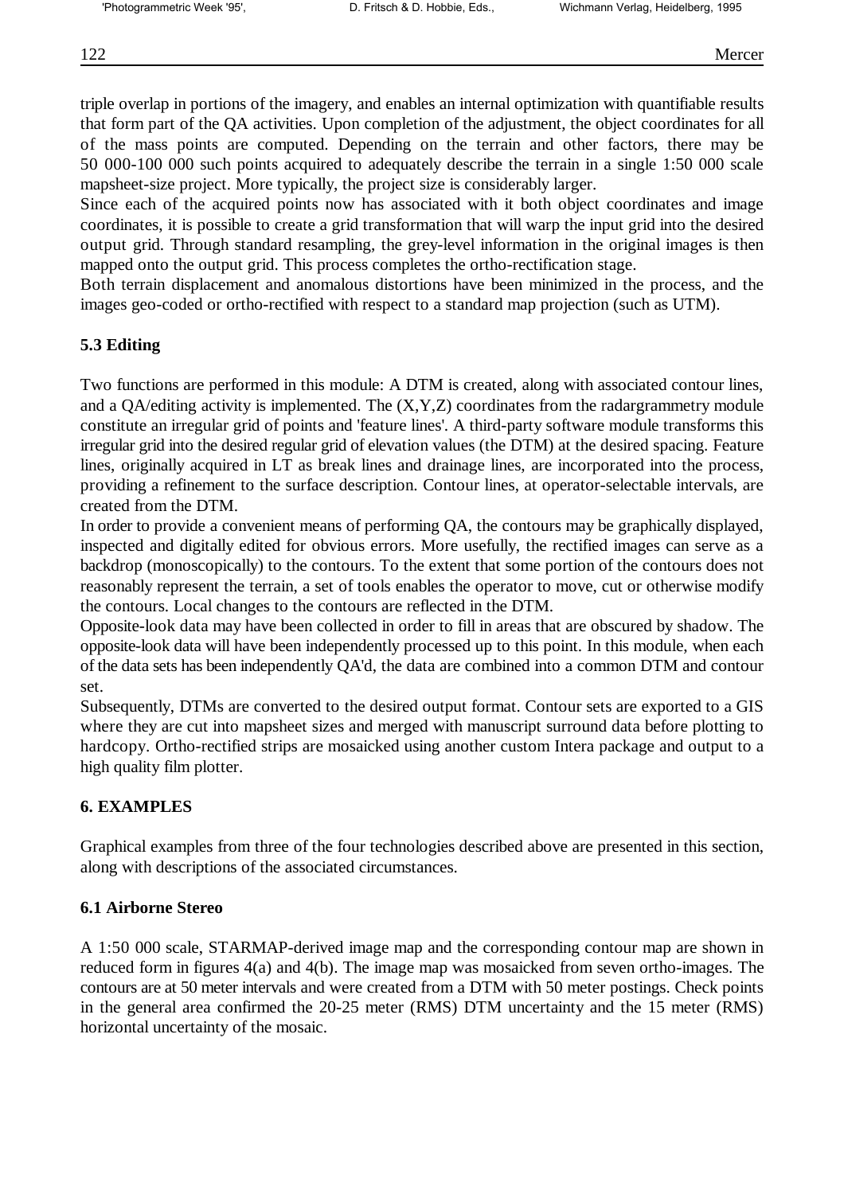triple overlap in portions of the imagery, and enables an internal optimization with quantifiable results that form part of the QA activities. Upon completion of the adjustment, the object coordinates for all of the mass points are computed. Depending on the terrain and other factors, there may be 50 000-100 000 such points acquired to adequately describe the terrain in a single 1:50 000 scale mapsheet-size project. More typically, the project size is considerably larger.

Since each of the acquired points now has associated with it both object coordinates and image coordinates, it is possible to create a grid transformation that will warp the input grid into the desired output grid. Through standard resampling, the grey-level information in the original images is then mapped onto the output grid. This process completes the ortho-rectification stage.

Both terrain displacement and anomalous distortions have been minimized in the process, and the images geo-coded or ortho-rectified with respect to a standard map projection (such as UTM).

### 5.3 Editing

Two functions are performed in this module: A DTM is created, along with associated contour lines, and a QA/editing activity is implemented. The (X,Y,Z) coordinates from the radargrammetry module constitute an irregular grid of points and 'feature lines'. A third-party software module transforms this irregular grid into the desired regular grid of elevation values (the DTM) at the desired spacing. Feature lines, originally acquired in LT as break lines and drainage lines, are incorporated into the process, providing a refinement to the surface description. Contour lines, at operator-selectable intervals, are created from the DTM.

In order to provide a convenient means of performing QA, the contours may be graphically displayed, inspected and digitally edited for obvious errors. More usefully, the rectified images can serve as a backdrop (monoscopically) to the contours. To the extent that some portion of the contours does not reasonably represent the terrain, a set of tools enables the operator to move, cut or otherwise modify the contours. Local changes to the contours are reflected in the DTM.

Opposite-look data may have been collected in order to fill in areas that are obscured by shadow. The opposite-look data will have been independently processed up to this point. In this module, when each of the data sets has been independently QA'd, the data are combined into a common DTM and contour set.

Subsequently, DTMs are converted to the desired output format. Contour sets are exported to a GIS where they are cut into mapsheet sizes and merged with manuscript surround data before plotting to hardcopy. Ortho-rectified strips are mosaicked using another custom Intera package and output to a high quality film plotter.

## 6. EXAMPLES

Graphical examples from three of the four technologies described above are presented in this section, along with descriptions of the associated circumstances.

### 6.1 Airborne Stereo

A 1:50 000 scale, STARMAP-derived image map and the corresponding contour map are shown in reduced form in figures 4(a) and 4(b). The image map was mosaicked from seven ortho-images. The contours are at 50 meter intervals and were created from a DTM with 50 meter postings. Check points in the general area confirmed the 20-25 meter (RMS) DTM uncertainty and the 15 meter (RMS) horizontal uncertainty of the mosaic.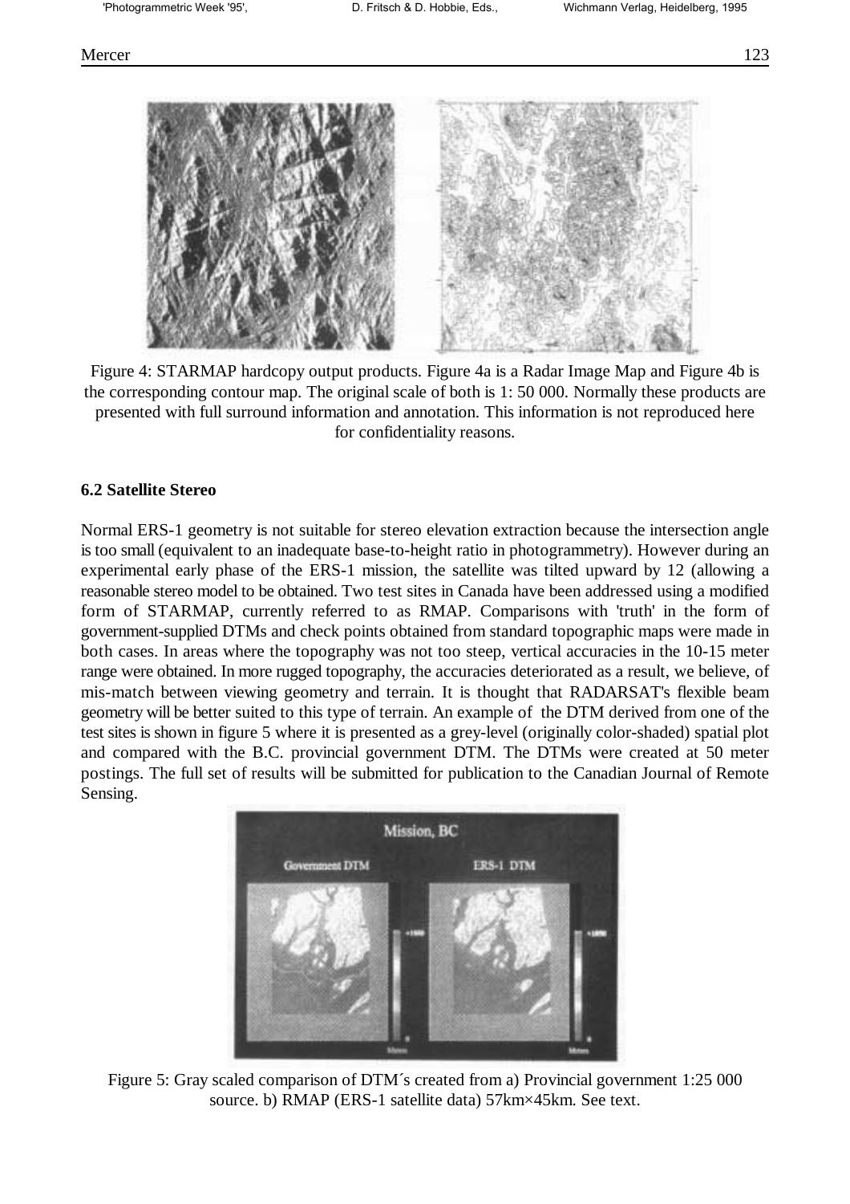Figure 4: STARMAP hardcopy output products. Figure 4a is a Radar Image Map and Figure 4b is the corresponding contour map. The original scale of both is 1: 50 000. Normally these products are presented with full surround information and annotation. This information is not reproduced here for confidentiality reasons.

### 6.2 Satellite Stereo

Normal ERS-1 geometry is not suitable for stereo elevation extraction because the intersection angle is too small (equivalent to an inadequate base-to-height ratio in photogrammetry). However during an experimental early phase of the ERS-1 mission, the satellite was tilted upward by 12 (allowing a reasonable stereo model to be obtained. Two test sites in Canada have been addressed using a modified form of STARMAP, currently referred to as RMAP. Comparisons with 'truth' in the form of government-supplied DTMs and check points obtained from standard topographic maps were made in both cases. In areas where the topography was not too steep, vertical accuracies in the 10-15 meter range were obtained. In more rugged topography, the accuracies deteriorated as a result, we believe, of mis-match between viewing geometry and terrain. It is thought that RADARSAT's flexible beam geometry will be better suited to this type of terrain. An example of the DTM derived from one of the test sites is shown in figure 5 where it is presented as a grey-level (originally color-shaded) spatial plot and compared with the B.C. provincial government DTM. The DTMs were created at 50 meter postings. The full set of results will be submitted for publication to the Canadian Journal of Remote Sensing.

Figure 5: Gray scaled comparison of DTM´s created from a) Provincial government 1:25 000 source. b) RMAP (ERS-1 satellite data) 57km×45km. See text.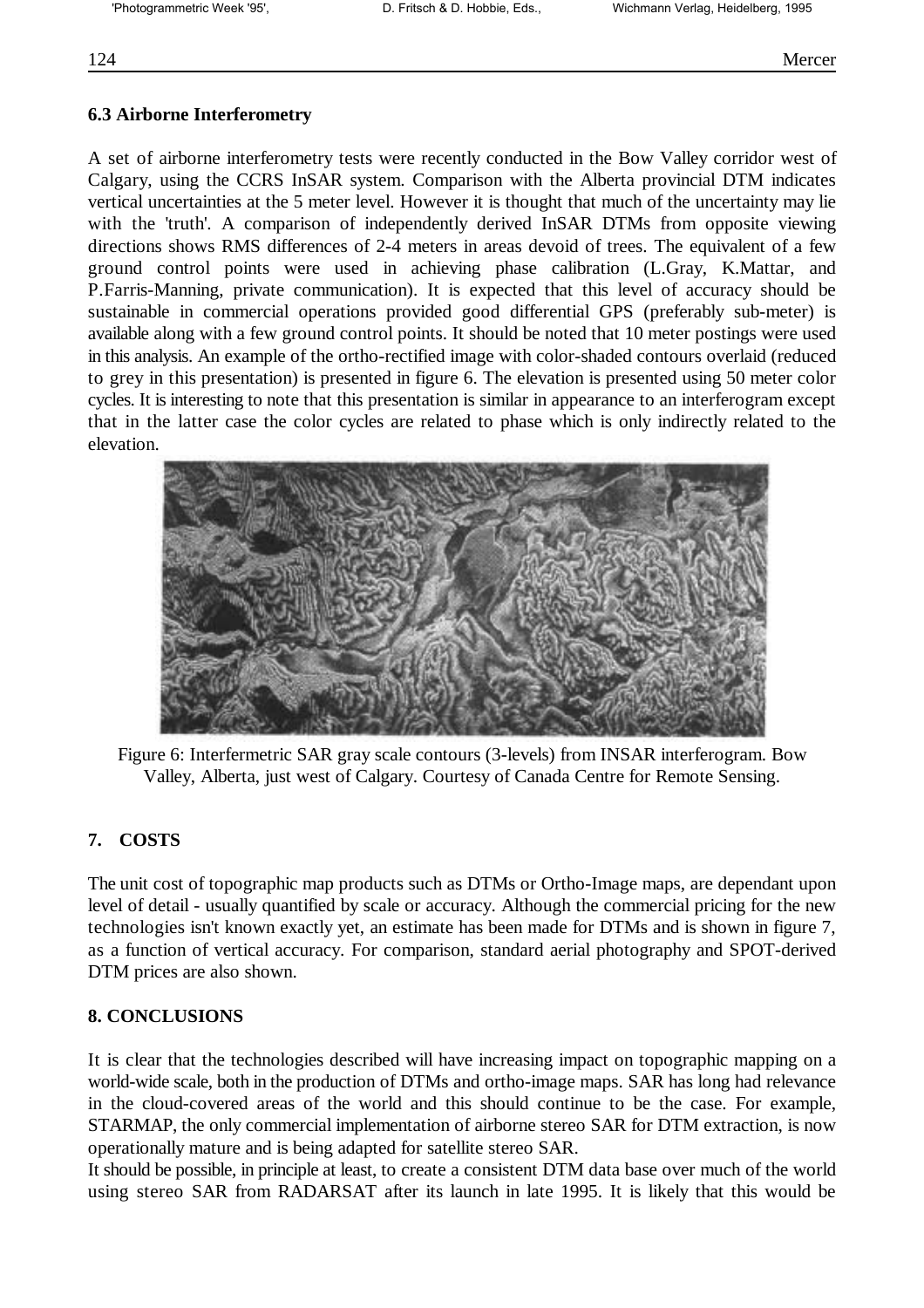### 6.3 Airborne Interferometry

A set of airborne interferometry tests were recently conducted in the Bow Valley corridor west of Calgary, using the CCRS InSAR system. Comparison with the Alberta provincial DTM indicates vertical uncertainties at the 5 meter level. However it is thought that much of the uncertainty may lie with the 'truth'. A comparison of independently derived InSAR DTMs from opposite viewing directions shows RMS differences of 2-4 meters in areas devoid of trees. The equivalent of a few ground control points were used in achieving phase calibration (L.Gray, K.Mattar, and P.Farris-Manning, private communication). It is expected that this level of accuracy should be sustainable in commercial operations provided good differential GPS (preferably sub-meter) is available along with a few ground control points. It should be noted that 10 meter postings were used in this analysis. An example of the ortho-rectified image with color-shaded contours overlaid (reduced to grey in this presentation) is presented in figure 6. The elevation is presented using 50 meter color cycles. It is interesting to note that this presentation is similar in appearance to an interferogram except that in the latter case the color cycles are related to phase which is only indirectly related to the elevation.

Figure 6: Interfermetric SAR gray scale contours (3-levels) from INSAR interferogram. Bow Valley, Alberta, just west of Calgary. Courtesy of Canada Centre for Remote Sensing.

## 7. COSTS

The unit cost of topographic map products such as DTMs or Ortho-Image maps, are dependant upon level of detail - usually quantified by scale or accuracy. Although the commercial pricing for the new technologies isn't known exactly yet, an estimate has been made for DTMs and is shown in figure 7, as a function of vertical accuracy. For comparison, standard aerial photography and SPOT-derived DTM prices are also shown.

## 8. CONCLUSIONS

It is clear that the technologies described will have increasing impact on topographic mapping on a world-wide scale, both in the production of DTMs and ortho-image maps. SAR has long had relevance in the cloud-covered areas of the world and this should continue to be the case. For example, STARMAP, the only commercial implementation of airborne stereo SAR for DTM extraction, is now operationally mature and is being adapted for satellite stereo SAR.

It should be possible, in principle at least, to create a consistent DTM data base over much of the world using stereo SAR from RADARSAT after its launch in late 1995. It is likely that this would be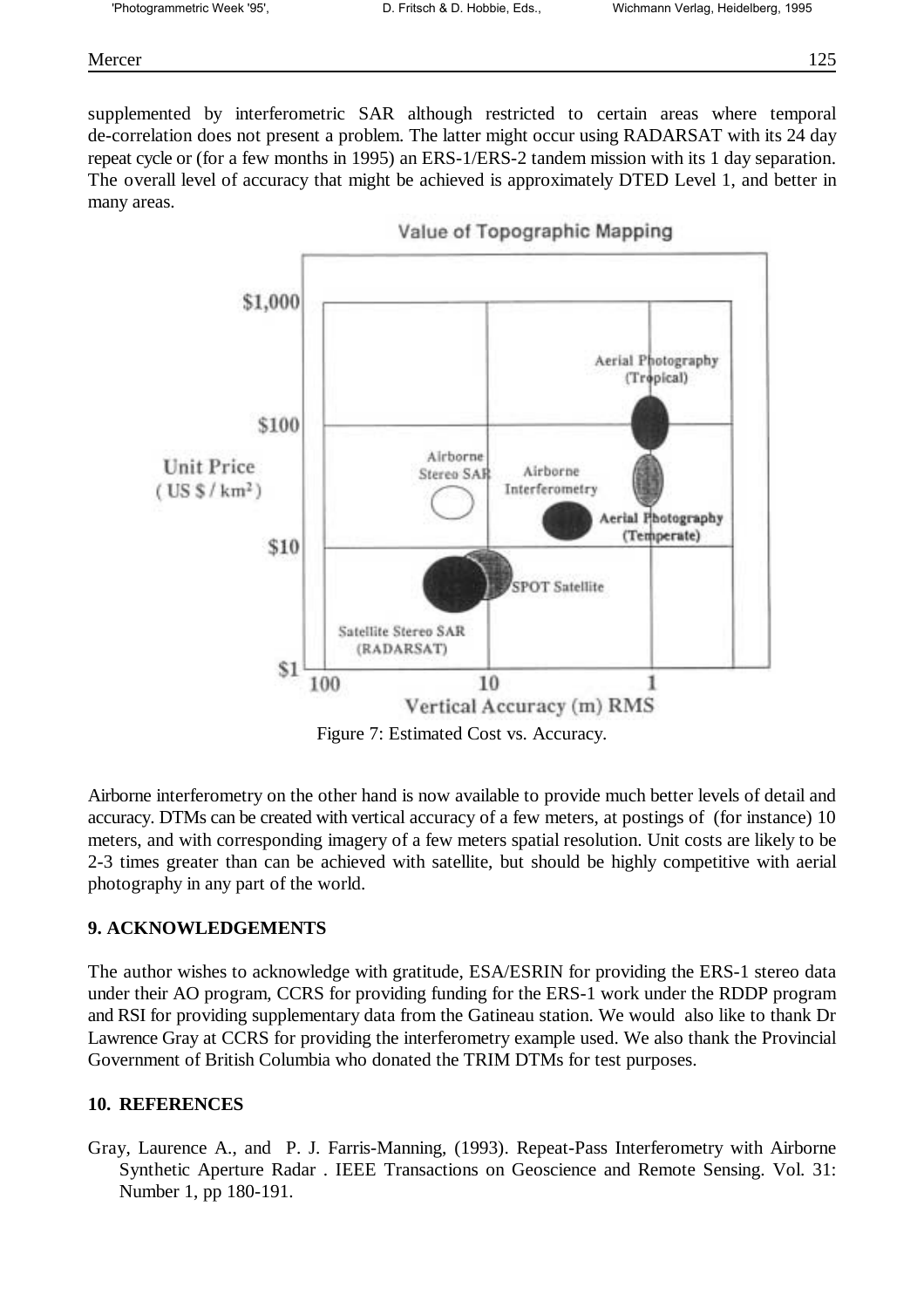supplemented by interferometric SAR although restricted to certain areas where temporal de-correlation does not present a problem. The latter might occur using RADARSAT with its 24 day repeat cycle or (for a few months in 1995) an ERS-1/ERS-2 tandem mission with its 1 day separation. The overall level of accuracy that might be achieved is approximately DTED Level 1, and better in many areas.

Figure 7: Estimated Cost vs. Accuracy.

Airborne interferometry on the other hand is now available to provide much better levels of detail and accuracy. DTMs can be created with vertical accuracy of a few meters, at postings of (for instance) 10 meters, and with corresponding imagery of a few meters spatial resolution. Unit costs are likely to be 2-3 times greater than can be achieved with satellite, but should be highly competitive with aerial photography in any part of the world.

## 9. ACKNOWLEDGEMENTS

The author wishes to acknowledge with gratitude, ESA/ESRIN for providing the ERS-1 stereo data under their AO program, CCRS for providing funding for the ERS-1 work under the RDDP program and RSI for providing supplementary data from the Gatineau station. We would also like to thank Dr Lawrence Gray at CCRS for providing the interferometry example used. We also thank the Provincial Government of British Columbia who donated the TRIM DTMs for test purposes.

## 10. REFERENCES

Gray, Laurence A., and P. J. Farris-Manning, (1993). Repeat-Pass Interferometry with Airborne Synthetic Aperture Radar . IEEE Transactions on Geoscience and Remote Sensing. Vol. 31: Number 1, pp 180-191.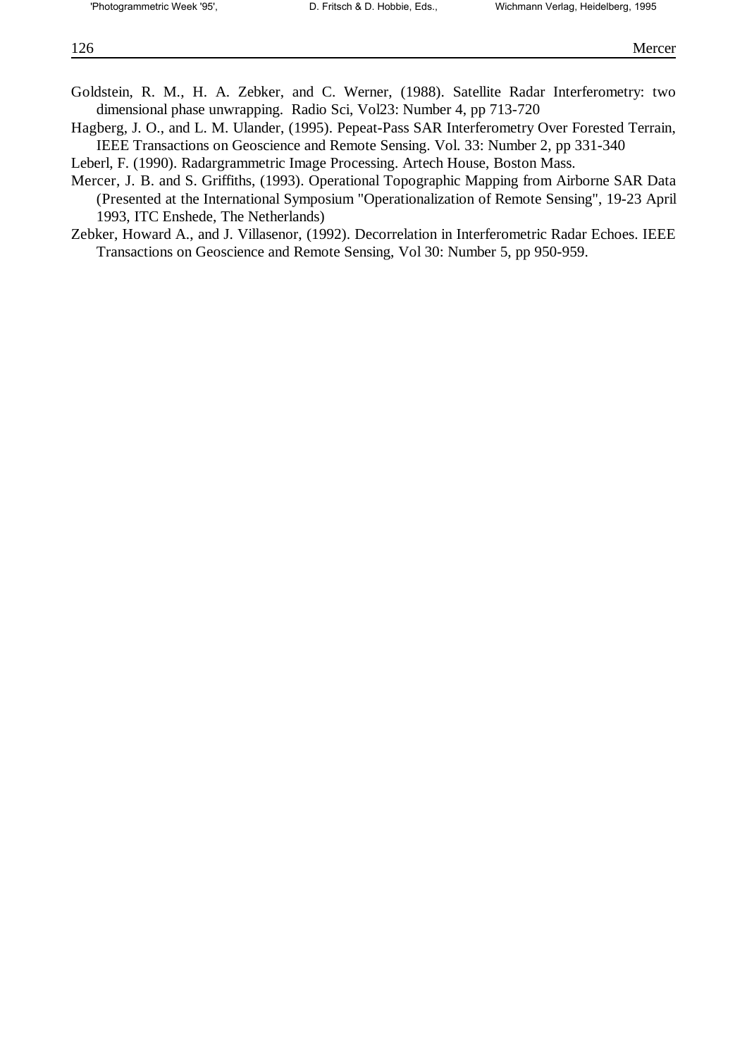Goldstein, R. M., H. A. Zebker, and C. Werner, (1988). Satellite Radar Interferometry: two dimensional phase unwrapping. Radio Sci, Vol23: Number 4, pp 713-720

Hagberg, J. O., and L. M. Ulander, (1995). Pepeat-Pass SAR Interferometry Over Forested Terrain, IEEE Transactions on Geoscience and Remote Sensing. Vol. 33: Number 2, pp 331-340

Leberl, F. (1990). Radargrammetric Image Processing. Artech House, Boston Mass.

Mercer, J. B. and S. Griffiths, (1993). Operational Topographic Mapping from Airborne SAR Data (Presented at the International Symposium "Operationalization of Remote Sensing", 19-23 April 1993, ITC Enshede, The Netherlands)

Zebker, Howard A., and J. Villasenor, (1992). Decorrelation in Interferometric Radar Echoes. IEEE Transactions on Geoscience and Remote Sensing, Vol 30: Number 5, pp 950-959.